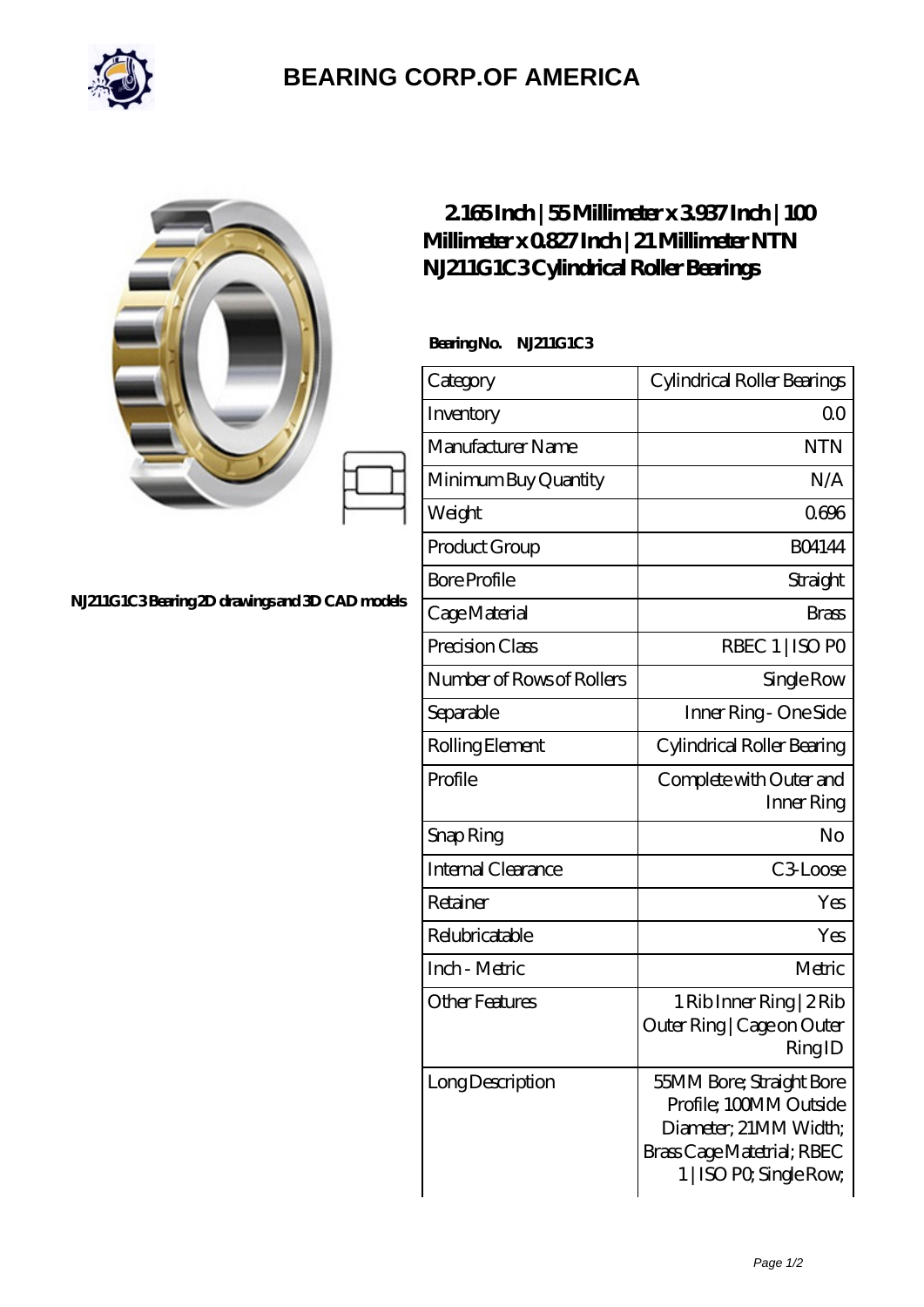# BEARING CORP.OF AMERICA

NJ211G1C3 Bearing 2D drawings and 3D CAD models

## 2.165 Inch | 55 Millimeter x 3.937 Inch | 100 Millimeter x 0.827 Inch | 21 Millimeter NTN NJ211G1C3 Cylindrical Roller Bearings

**Bearing No.** NJ211G1C3

| Category | Cylindrical Roller Bearings |
|---|---|
| Inventory | 0.0 |
| Manufacturer Name | NTN |
| Minimum Buy Quantity | N/A |
| Weight | 0.696 |
| Product Group | B04144 |
| Bore Profile | Straight |
| Cage Material | Brass |
| Precision Class | RBEC 1 \| ISO P0 |
| Number of Rows of Rollers | Single Row |
| Separable | Inner Ring - One Side |
| Rolling Element | Cylindrical Roller Bearing |
| Profile | Complete with Outer and Inner Ring |
| Snap Ring | No |
| Internal Clearance | C3-Loose |
| Retainer | Yes |
| Relubricatable | Yes |
| Inch - Metric | Metric |
| Other Features | 1 Rib Inner Ring \| 2 Rib Outer Ring \| Cage on Outer Ring ID |
| Long Description | 55MM Bore; Straight Bore Profile; 100MM Outside Diameter; 21MM Width; Brass Cage Matetrial; RBEC 1 \| ISO P0; Single Row; |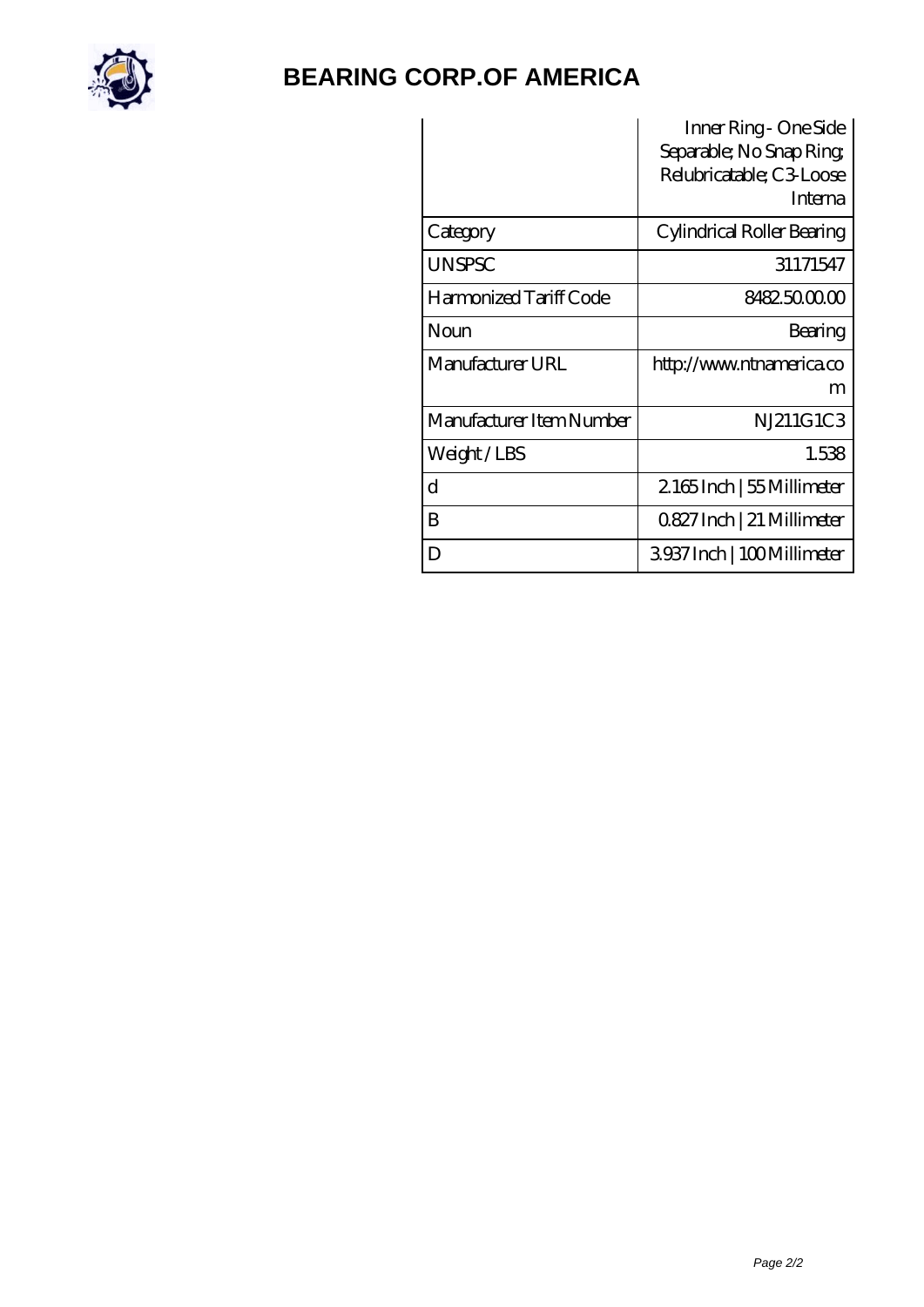# BEARING CORP.OF AMERICA

| | |
|---|---|
| | Inner Ring - One Side Separable; No Snap Ring; Relubricatable; C3-Loose Interna |
| Category | Cylindrical Roller Bearing |
| UNSPSC | 31171547 |
| Harmonized Tariff Code | 8482.50.00.00 |
| Noun | Bearing |
| Manufacturer URL | http://www.ntnamerica.com |
| Manufacturer Item Number | NJ211G1C3 |
| Weight / LBS | 1.538 |
| d | 2.165 Inch \| 55 Millimeter |
| B | 0.827 Inch \| 21 Millimeter |
| D | 3.937 Inch \| 100 Millimeter |